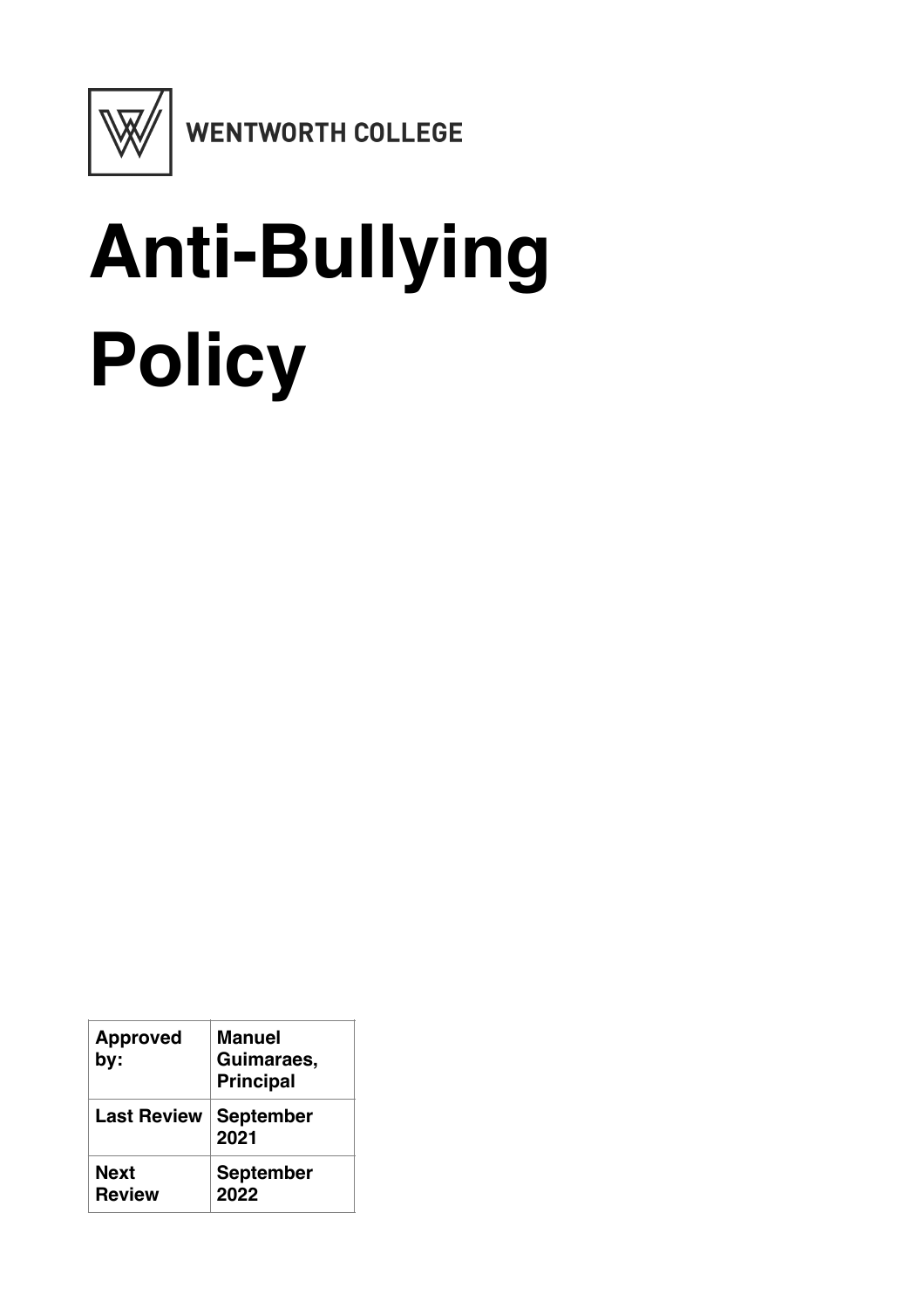WENTWORTH COLLEGE

# Anti-Bullying Policy

| Approved by: | Manuel Guimaraes, Principal |
|---|---|
| Last Review | September 2021 |
| Next Review | September 2022 |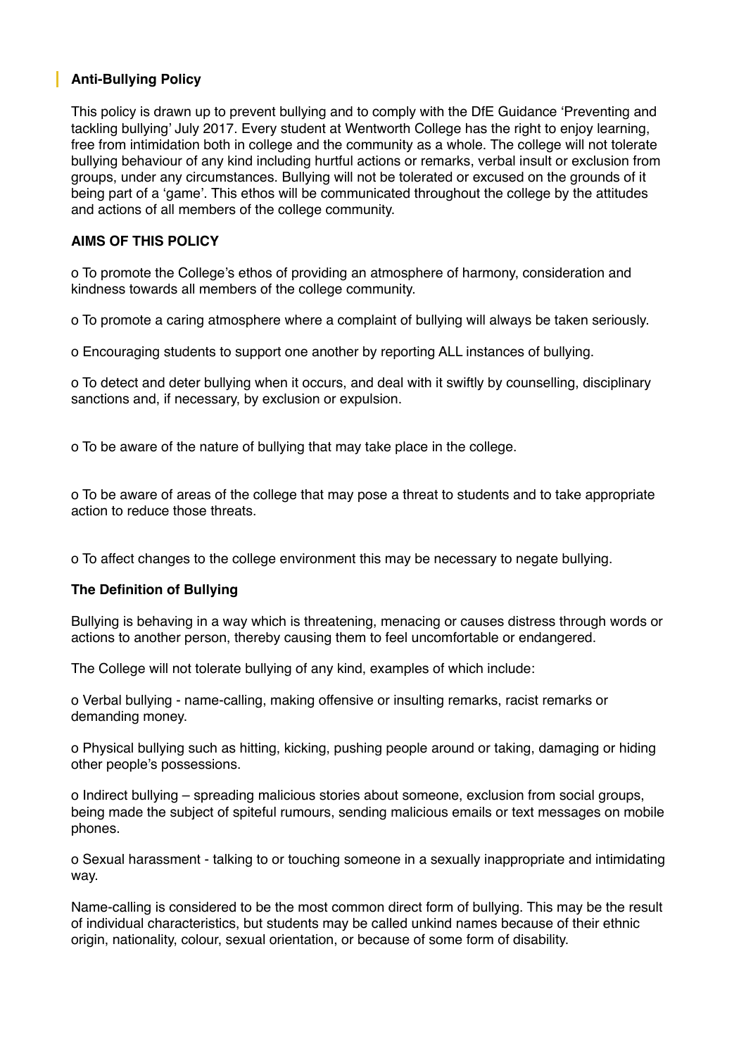## Anti-Bullying Policy

This policy is drawn up to prevent bullying and to comply with the DfE Guidance 'Preventing and tackling bullying' July 2017. Every student at Wentworth College has the right to enjoy learning, free from intimidation both in college and the community as a whole. The college will not tolerate bullying behaviour of any kind including hurtful actions or remarks, verbal insult or exclusion from groups, under any circumstances. Bullying will not be tolerated or excused on the grounds of it being part of a 'game'. This ethos will be communicated throughout the college by the attitudes and actions of all members of the college community.

**AIMS OF THIS POLICY**

o To promote the College's ethos of providing an atmosphere of harmony, consideration and kindness towards all members of the college community.

o To promote a caring atmosphere where a complaint of bullying will always be taken seriously.

o Encouraging students to support one another by reporting ALL instances of bullying.

o To detect and deter bullying when it occurs, and deal with it swiftly by counselling, disciplinary sanctions and, if necessary, by exclusion or expulsion.

o To be aware of the nature of bullying that may take place in the college.

o To be aware of areas of the college that may pose a threat to students and to take appropriate action to reduce those threats.

o To affect changes to the college environment this may be necessary to negate bullying.

**The Definition of Bullying**

Bullying is behaving in a way which is threatening, menacing or causes distress through words or actions to another person, thereby causing them to feel uncomfortable or endangered.

The College will not tolerate bullying of any kind, examples of which include:

o Verbal bullying - name-calling, making offensive or insulting remarks, racist remarks or demanding money.

o Physical bullying such as hitting, kicking, pushing people around or taking, damaging or hiding other people's possessions.

o Indirect bullying – spreading malicious stories about someone, exclusion from social groups, being made the subject of spiteful rumours, sending malicious emails or text messages on mobile phones.

o Sexual harassment - talking to or touching someone in a sexually inappropriate and intimidating way.

Name-calling is considered to be the most common direct form of bullying. This may be the result of individual characteristics, but students may be called unkind names because of their ethnic origin, nationality, colour, sexual orientation, or because of some form of disability.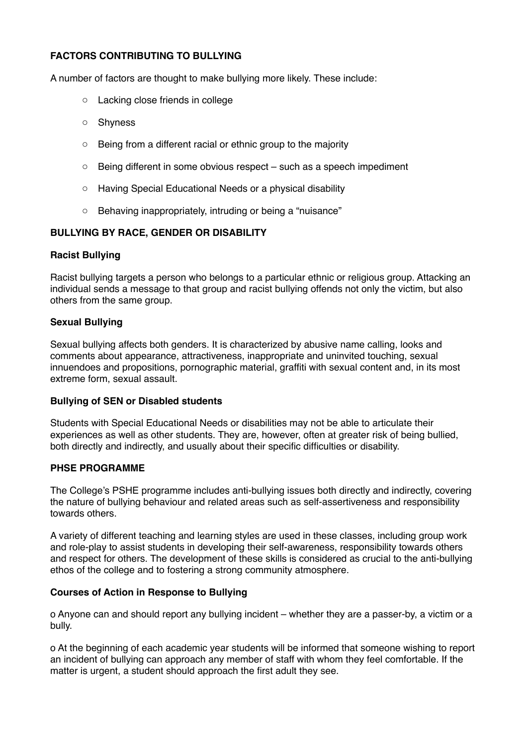**FACTORS CONTRIBUTING TO BULLYING**

A number of factors are thought to make bullying more likely. These include:

- Lacking close friends in college
- Shyness
- Being from a different racial or ethnic group to the majority
- Being different in some obvious respect – such as a speech impediment
- Having Special Educational Needs or a physical disability
- Behaving inappropriately, intruding or being a "nuisance"

**BULLYING BY RACE, GENDER OR DISABILITY**

**Racist Bullying**

Racist bullying targets a person who belongs to a particular ethnic or religious group. Attacking an individual sends a message to that group and racist bullying offends not only the victim, but also others from the same group.

**Sexual Bullying**

Sexual bullying affects both genders. It is characterized by abusive name calling, looks and comments about appearance, attractiveness, inappropriate and uninvited touching, sexual innuendoes and propositions, pornographic material, graffiti with sexual content and, in its most extreme form, sexual assault.

**Bullying of SEN or Disabled students**

Students with Special Educational Needs or disabilities may not be able to articulate their experiences as well as other students. They are, however, often at greater risk of being bullied, both directly and indirectly, and usually about their specific difficulties or disability.

**PHSE PROGRAMME**

The College's PSHE programme includes anti-bullying issues both directly and indirectly, covering the nature of bullying behaviour and related areas such as self-assertiveness and responsibility towards others.

A variety of different teaching and learning styles are used in these classes, including group work and role-play to assist students in developing their self-awareness, responsibility towards others and respect for others. The development of these skills is considered as crucial to the anti-bullying ethos of the college and to fostering a strong community atmosphere.

**Courses of Action in Response to Bullying**

o Anyone can and should report any bullying incident – whether they are a passer-by, a victim or a bully.

o At the beginning of each academic year students will be informed that someone wishing to report an incident of bullying can approach any member of staff with whom they feel comfortable. If the matter is urgent, a student should approach the first adult they see.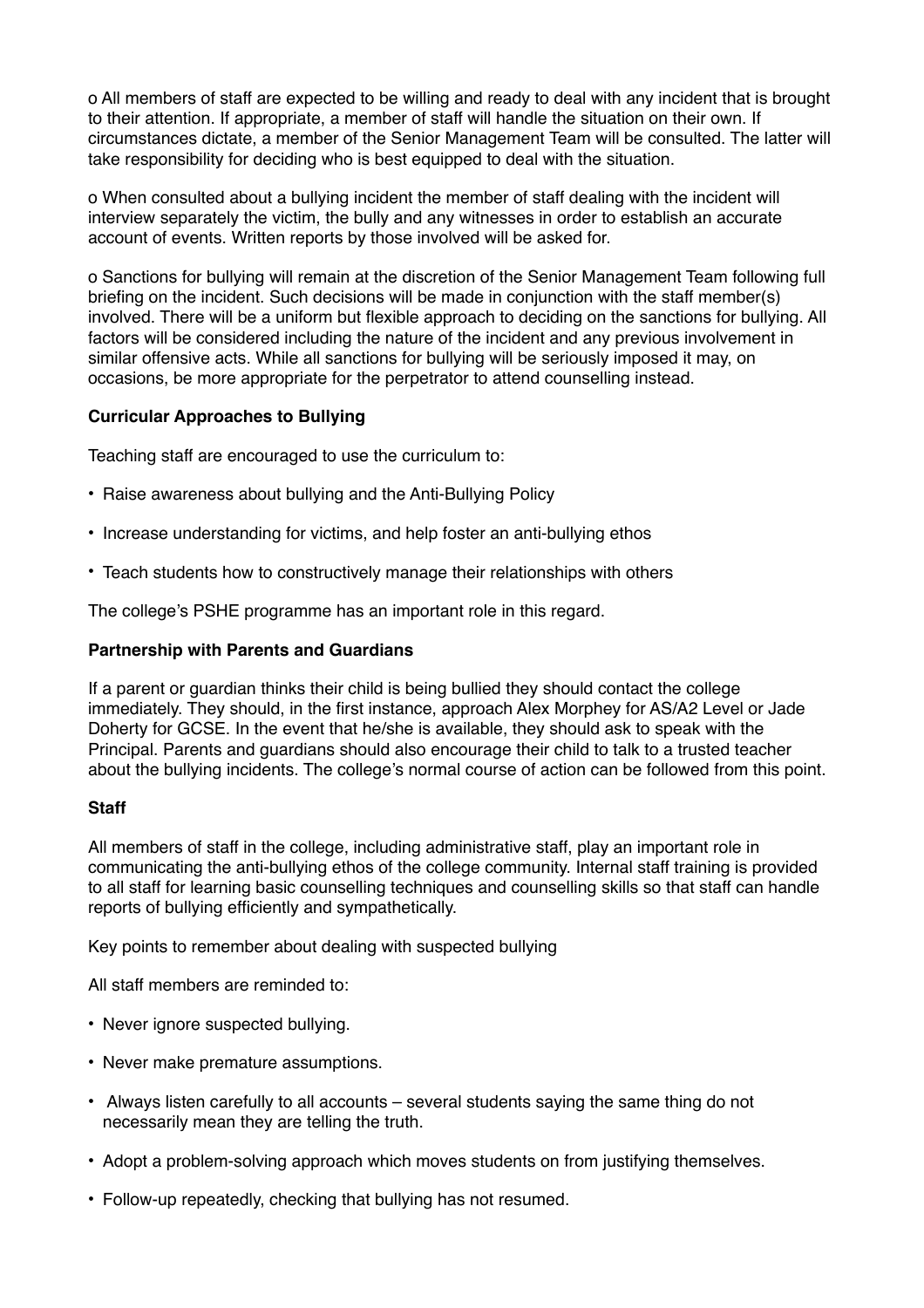o All members of staff are expected to be willing and ready to deal with any incident that is brought to their attention. If appropriate, a member of staff will handle the situation on their own. If circumstances dictate, a member of the Senior Management Team will be consulted. The latter will take responsibility for deciding who is best equipped to deal with the situation.

o When consulted about a bullying incident the member of staff dealing with the incident will interview separately the victim, the bully and any witnesses in order to establish an accurate account of events. Written reports by those involved will be asked for.

o Sanctions for bullying will remain at the discretion of the Senior Management Team following full briefing on the incident. Such decisions will be made in conjunction with the staff member(s) involved. There will be a uniform but flexible approach to deciding on the sanctions for bullying. All factors will be considered including the nature of the incident and any previous involvement in similar offensive acts. While all sanctions for bullying will be seriously imposed it may, on occasions, be more appropriate for the perpetrator to attend counselling instead.

**Curricular Approaches to Bullying**

Teaching staff are encouraged to use the curriculum to:

- Raise awareness about bullying and the Anti-Bullying Policy
- Increase understanding for victims, and help foster an anti-bullying ethos
- Teach students how to constructively manage their relationships with others

The college's PSHE programme has an important role in this regard.

**Partnership with Parents and Guardians**

If a parent or guardian thinks their child is being bullied they should contact the college immediately. They should, in the first instance, approach Alex Morphey for AS/A2 Level or Jade Doherty for GCSE. In the event that he/she is available, they should ask to speak with the Principal. Parents and guardians should also encourage their child to talk to a trusted teacher about the bullying incidents. The college's normal course of action can be followed from this point.

**Staff**

All members of staff in the college, including administrative staff, play an important role in communicating the anti-bullying ethos of the college community. Internal staff training is provided to all staff for learning basic counselling techniques and counselling skills so that staff can handle reports of bullying efficiently and sympathetically.

Key points to remember about dealing with suspected bullying

All staff members are reminded to:

- Never ignore suspected bullying.
- Never make premature assumptions.
- Always listen carefully to all accounts – several students saying the same thing do not necessarily mean they are telling the truth.
- Adopt a problem-solving approach which moves students on from justifying themselves.
- Follow-up repeatedly, checking that bullying has not resumed.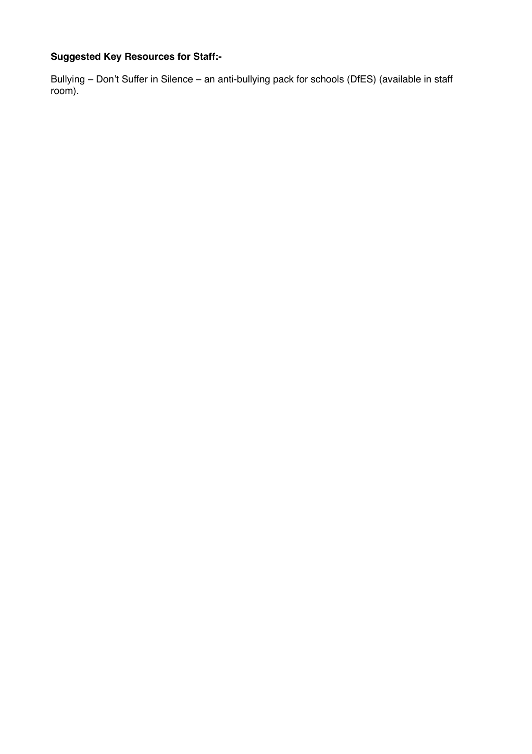**Suggested Key Resources for Staff:-**

Bullying – Don't Suffer in Silence – an anti-bullying pack for schools (DfES) (available in staff room).